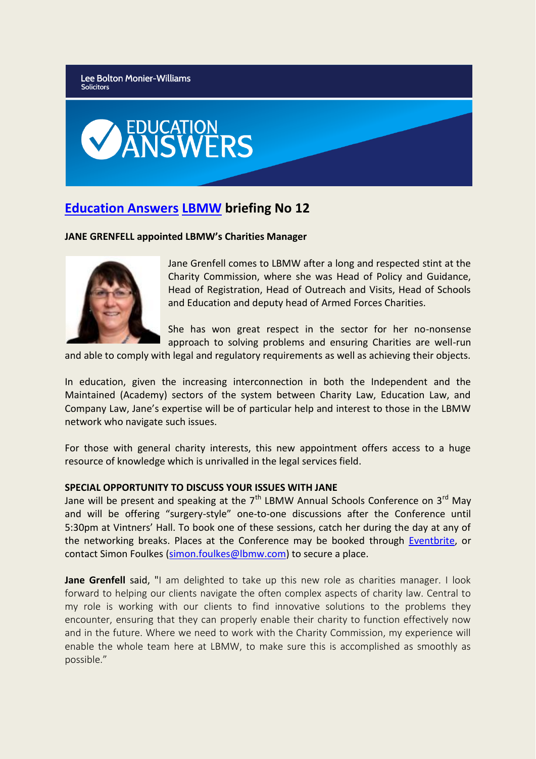Lee Bolton Monier-Williams
Solicitors

EDUCATION ANSWERS

# Education Answers LBMW briefing No 12

**JANE GRENFELL appointed LBMW's Charities Manager**

Jane Grenfell comes to LBMW after a long and respected stint at the Charity Commission, where she was Head of Policy and Guidance, Head of Registration, Head of Outreach and Visits, Head of Schools and Education and deputy head of Armed Forces Charities.

She has won great respect in the sector for her no-nonsense approach to solving problems and ensuring Charities are well-run and able to comply with legal and regulatory requirements as well as achieving their objects.

In education, given the increasing interconnection in both the Independent and the Maintained (Academy) sectors of the system between Charity Law, Education Law, and Company Law, Jane's expertise will be of particular help and interest to those in the LBMW network who navigate such issues.

For those with general charity interests, this new appointment offers access to a huge resource of knowledge which is unrivalled in the legal services field.

**SPECIAL OPPORTUNITY TO DISCUSS YOUR ISSUES WITH JANE**

Jane will be present and speaking at the 7th LBMW Annual Schools Conference on 3rd May and will be offering "surgery-style" one-to-one discussions after the Conference until 5:30pm at Vintners' Hall. To book one of these sessions, catch her during the day at any of the networking breaks. Places at the Conference may be booked through Eventbrite, or contact Simon Foulkes (simon.foulkes@lbmw.com) to secure a place.

**Jane Grenfell** said, "I am delighted to take up this new role as charities manager. I look forward to helping our clients navigate the often complex aspects of charity law. Central to my role is working with our clients to find innovative solutions to the problems they encounter, ensuring that they can properly enable their charity to function effectively now and in the future. Where we need to work with the Charity Commission, my experience will enable the whole team here at LBMW, to make sure this is accomplished as smoothly as possible."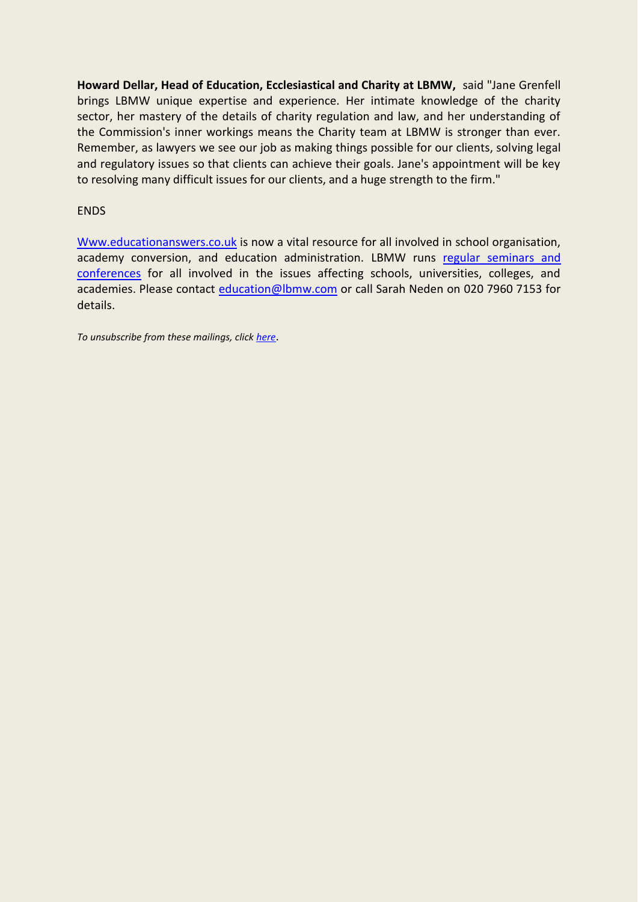**Howard Dellar, Head of Education, Ecclesiastical and Charity at LBMW,** said "Jane Grenfell brings LBMW unique expertise and experience. Her intimate knowledge of the charity sector, her mastery of the details of charity regulation and law, and her understanding of the Commission's inner workings means the Charity team at LBMW is stronger than ever. Remember, as lawyers we see our job as making things possible for our clients, solving legal and regulatory issues so that clients can achieve their goals. Jane's appointment will be key to resolving many difficult issues for our clients, and a huge strength to the firm."

ENDS

Www.educationanswers.co.uk is now a vital resource for all involved in school organisation, academy conversion, and education administration. LBMW runs regular seminars and conferences for all involved in the issues affecting schools, universities, colleges, and academies. Please contact education@lbmw.com or call Sarah Neden on 020 7960 7153 for details.

*To unsubscribe from these mailings, click here.*